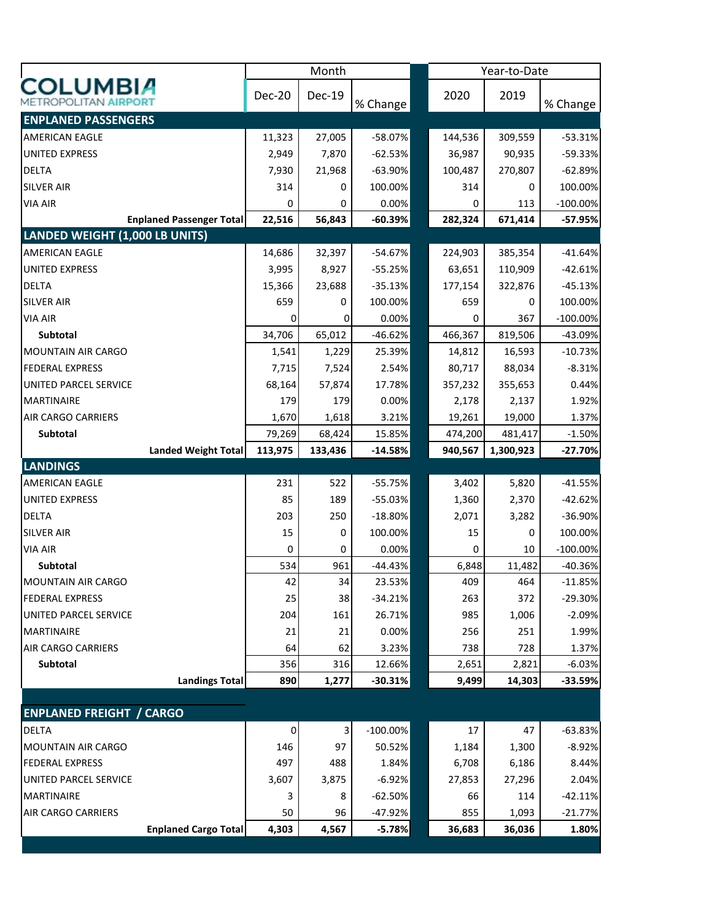| COLUMBIA METROPOLITAN AIRPORT | Month | | | Year-to-Date | | |
|---|---|---|---|---|---|---|
| | Dec-20 | Dec-19 | % Change | 2020 | 2019 | % Change |
| **ENPLANED PASSENGERS** | | | | | | |
| AMERICAN EAGLE | 11,323 | 27,005 | -58.07% | 144,536 | 309,559 | -53.31% |
| UNITED EXPRESS | 2,949 | 7,870 | -62.53% | 36,987 | 90,935 | -59.33% |
| DELTA | 7,930 | 21,968 | -63.90% | 100,487 | 270,807 | -62.89% |
| SILVER AIR | 314 | 0 | 100.00% | 314 | 0 | 100.00% |
| VIA AIR | 0 | 0 | 0.00% | 0 | 113 | -100.00% |
| **Enplaned Passenger Total** | **22,516** | **56,843** | **-60.39%** | **282,324** | **671,414** | **-57.95%** |
| **LANDED WEIGHT (1,000 LB UNITS)** | | | | | | |
| AMERICAN EAGLE | 14,686 | 32,397 | -54.67% | 224,903 | 385,354 | -41.64% |
| UNITED EXPRESS | 3,995 | 8,927 | -55.25% | 63,651 | 110,909 | -42.61% |
| DELTA | 15,366 | 23,688 | -35.13% | 177,154 | 322,876 | -45.13% |
| SILVER AIR | 659 | 0 | 100.00% | 659 | 0 | 100.00% |
| VIA AIR | 0 | 0 | 0.00% | 0 | 367 | -100.00% |
| **Subtotal** | 34,706 | 65,012 | -46.62% | 466,367 | 819,506 | -43.09% |
| MOUNTAIN AIR CARGO | 1,541 | 1,229 | 25.39% | 14,812 | 16,593 | -10.73% |
| FEDERAL EXPRESS | 7,715 | 7,524 | 2.54% | 80,717 | 88,034 | -8.31% |
| UNITED PARCEL SERVICE | 68,164 | 57,874 | 17.78% | 357,232 | 355,653 | 0.44% |
| MARTINAIRE | 179 | 179 | 0.00% | 2,178 | 2,137 | 1.92% |
| AIR CARGO CARRIERS | 1,670 | 1,618 | 3.21% | 19,261 | 19,000 | 1.37% |
| **Subtotal** | 79,269 | 68,424 | 15.85% | 474,200 | 481,417 | -1.50% |
| **Landed Weight Total** | **113,975** | **133,436** | **-14.58%** | **940,567** | **1,300,923** | **-27.70%** |
| **LANDINGS** | | | | | | |
| AMERICAN EAGLE | 231 | 522 | -55.75% | 3,402 | 5,820 | -41.55% |
| UNITED EXPRESS | 85 | 189 | -55.03% | 1,360 | 2,370 | -42.62% |
| DELTA | 203 | 250 | -18.80% | 2,071 | 3,282 | -36.90% |
| SILVER AIR | 15 | 0 | 100.00% | 15 | 0 | 100.00% |
| VIA AIR | 0 | 0 | 0.00% | 0 | 10 | -100.00% |
| **Subtotal** | 534 | 961 | -44.43% | 6,848 | 11,482 | -40.36% |
| MOUNTAIN AIR CARGO | 42 | 34 | 23.53% | 409 | 464 | -11.85% |
| FEDERAL EXPRESS | 25 | 38 | -34.21% | 263 | 372 | -29.30% |
| UNITED PARCEL SERVICE | 204 | 161 | 26.71% | 985 | 1,006 | -2.09% |
| MARTINAIRE | 21 | 21 | 0.00% | 256 | 251 | 1.99% |
| AIR CARGO CARRIERS | 64 | 62 | 3.23% | 738 | 728 | 1.37% |
| **Subtotal** | 356 | 316 | 12.66% | 2,651 | 2,821 | -6.03% |
| **Landings Total** | **890** | **1,277** | **-30.31%** | **9,499** | **14,303** | **-33.59%** |
| **ENPLANED FREIGHT / CARGO** | | | | | | |
| DELTA | 0 | 3 | -100.00% | 17 | 47 | -63.83% |
| MOUNTAIN AIR CARGO | 146 | 97 | 50.52% | 1,184 | 1,300 | -8.92% |
| FEDERAL EXPRESS | 497 | 488 | 1.84% | 6,708 | 6,186 | 8.44% |
| UNITED PARCEL SERVICE | 3,607 | 3,875 | -6.92% | 27,853 | 27,296 | 2.04% |
| MARTINAIRE | 3 | 8 | -62.50% | 66 | 114 | -42.11% |
| AIR CARGO CARRIERS | 50 | 96 | -47.92% | 855 | 1,093 | -21.77% |
| **Enplaned Cargo Total** | **4,303** | **4,567** | **-5.78%** | **36,683** | **36,036** | **1.80%** |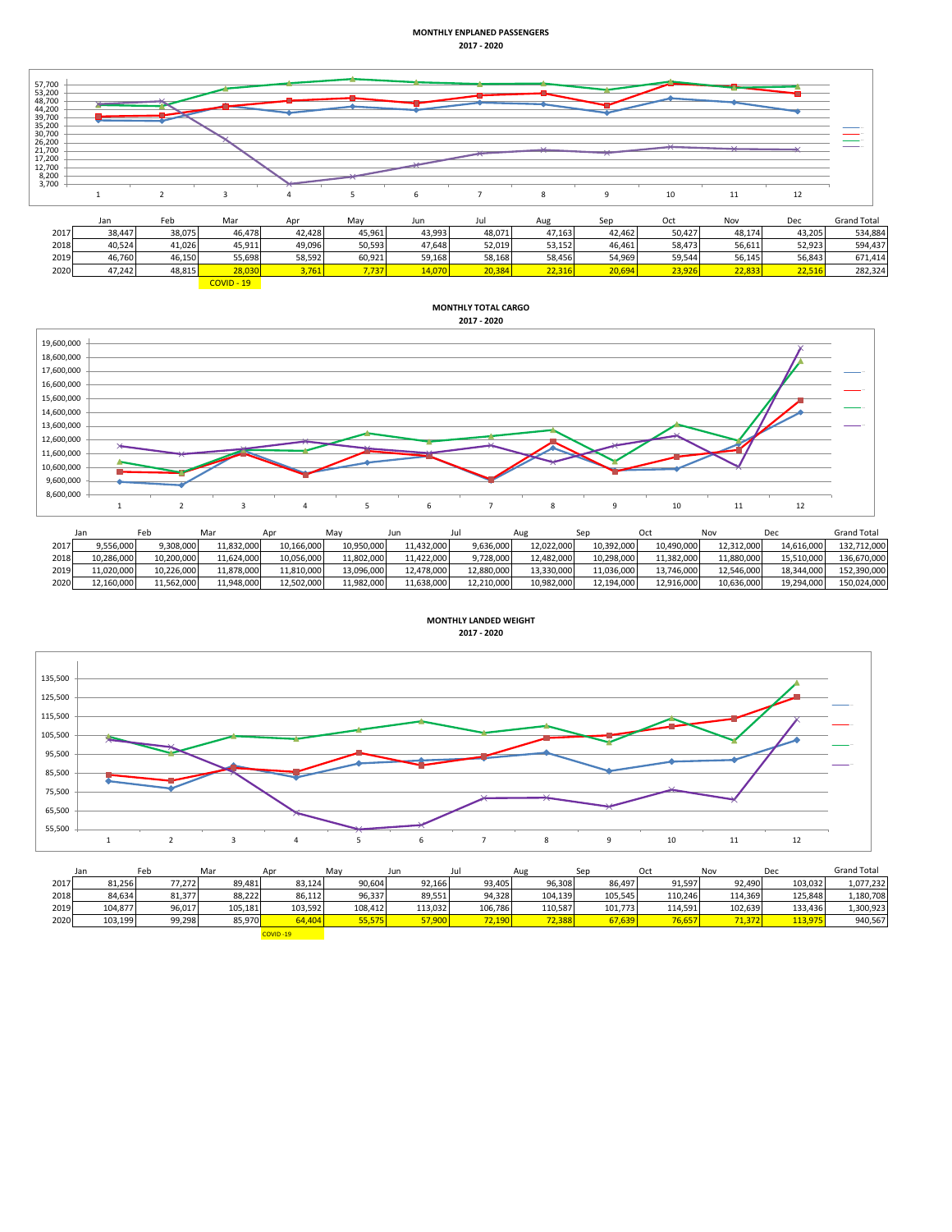**MONTHLY ENPLANED PASSENGERS**
**2017 - 2020**

| | Jan | Feb | Mar | Apr | May | Jun | Jul | Aug | Sep | Oct | Nov | Dec | Grand Total |
|---|---|---|---|---|---|---|---|---|---|---|---|---|---|
| 2017 | 38,447 | 38,075 | 46,478 | 42,428 | 45,961 | 43,993 | 48,071 | 47,163 | 42,462 | 50,427 | 48,174 | 43,205 | 534,884 |
| 2018 | 40,524 | 41,026 | 45,911 | 49,096 | 50,593 | 47,648 | 52,019 | 53,152 | 46,461 | 58,473 | 56,611 | 52,923 | 594,437 |
| 2019 | 46,760 | 46,150 | 55,698 | 58,592 | 60,921 | 59,168 | 58,168 | 58,456 | 54,969 | 59,544 | 56,145 | 56,843 | 671,414 |
| 2020 | 47,242 | 48,815 | 28,030 | 3,761 | 7,737 | 14,070 | 20,384 | 22,316 | 20,694 | 23,926 | 22,833 | 22,516 | 282,324 |

COVID - 19

**MONTHLY TOTAL CARGO**
**2017 - 2020**

| | Jan | Feb | Mar | Apr | May | Jun | Jul | Aug | Sep | Oct | Nov | Dec | Grand Total |
|---|---|---|---|---|---|---|---|---|---|---|---|---|---|
| 2017 | 9,556,000 | 9,308,000 | 11,832,000 | 10,166,000 | 10,950,000 | 11,432,000 | 9,636,000 | 12,022,000 | 10,392,000 | 10,490,000 | 12,312,000 | 14,616,000 | 132,712,000 |
| 2018 | 10,286,000 | 10,200,000 | 11,624,000 | 10,056,000 | 11,802,000 | 11,422,000 | 9,728,000 | 12,482,000 | 10,298,000 | 11,382,000 | 11,880,000 | 15,510,000 | 136,670,000 |
| 2019 | 11,020,000 | 10,226,000 | 11,878,000 | 11,810,000 | 13,096,000 | 12,478,000 | 12,880,000 | 13,330,000 | 11,036,000 | 13,746,000 | 12,546,000 | 18,344,000 | 152,390,000 |
| 2020 | 12,160,000 | 11,562,000 | 11,948,000 | 12,502,000 | 11,982,000 | 11,638,000 | 12,210,000 | 10,982,000 | 12,194,000 | 12,916,000 | 10,636,000 | 19,294,000 | 150,024,000 |

**MONTHLY LANDED WEIGHT**
**2017 - 2020**

| | Jan | Feb | Mar | Apr | May | Jun | Jul | Aug | Sep | Oct | Nov | Dec | Grand Total |
|---|---|---|---|---|---|---|---|---|---|---|---|---|---|
| 2017 | 81,256 | 77,272 | 89,481 | 83,124 | 90,604 | 92,166 | 93,405 | 96,308 | 86,497 | 91,597 | 92,490 | 103,032 | 1,077,232 |
| 2018 | 84,634 | 81,377 | 88,222 | 86,112 | 96,337 | 89,551 | 94,328 | 104,139 | 105,545 | 110,246 | 114,369 | 125,848 | 1,180,708 |
| 2019 | 104,877 | 96,017 | 105,181 | 103,592 | 108,412 | 113,032 | 106,786 | 110,587 | 101,773 | 114,591 | 102,639 | 133,436 | 1,300,923 |
| 2020 | 103,199 | 99,298 | 85,970 | 64,404 | 55,575 | 57,900 | 72,190 | 72,388 | 67,639 | 76,657 | 71,372 | 113,975 | 940,567 |

COVID -19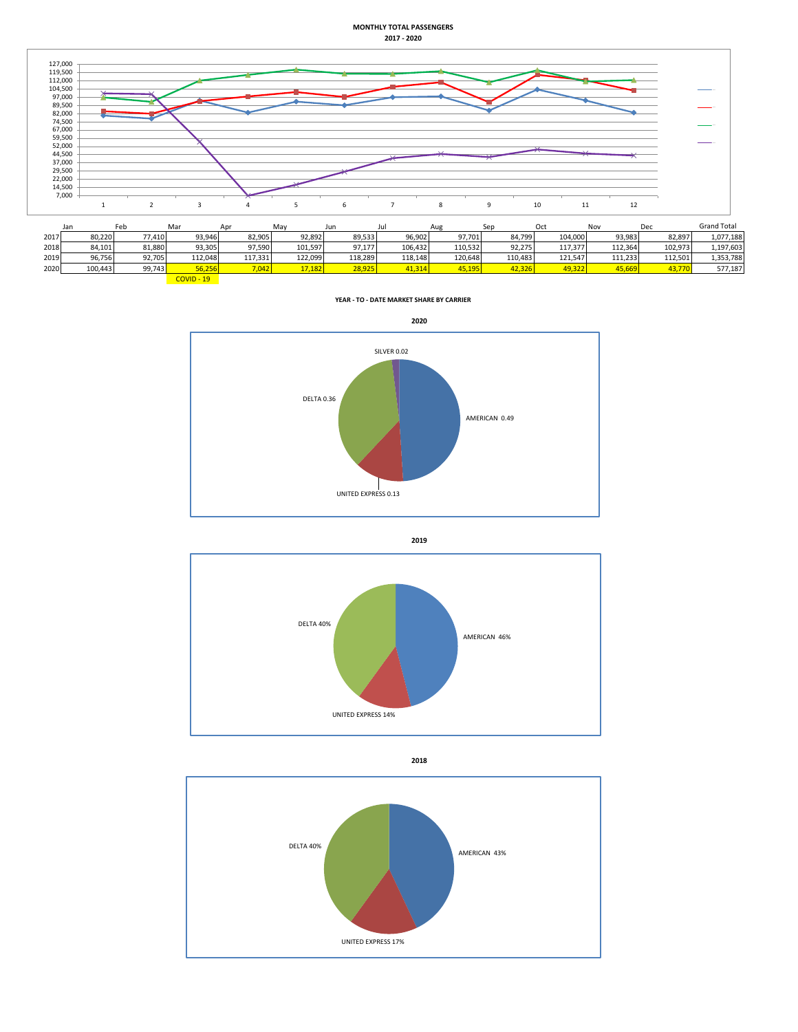**MONTHLY TOTAL PASSENGERS**

**2017 - 2020**

127,000
119,500
112,000
104,500
97,000
89,500
82,000
74,500
67,000
59,500
52,000
44,500
37,000
29,500
22,000
14,500
7,000

1 2 3 4 5 6 7 8 9 10 11 12

| | Jan | Feb | Mar | Apr | May | Jun | Jul | Aug | Sep | Oct | Nov | Dec | Grand Total |
|---|---|---|---|---|---|---|---|---|---|---|---|---|---|
| 2017 | 80,220 | 77,410 | 93,946 | 82,905 | 92,892 | 89,533 | 96,902 | 97,701 | 84,799 | 104,000 | 93,983 | 82,897 | 1,077,188 |
| 2018 | 84,101 | 81,880 | 93,305 | 97,590 | 101,597 | 97,177 | 106,432 | 110,532 | 92,275 | 117,377 | 112,364 | 102,973 | 1,197,603 |
| 2019 | 96,756 | 92,705 | 112,048 | 117,331 | 122,099 | 118,289 | 118,148 | 120,648 | 110,483 | 121,547 | 111,233 | 112,501 | 1,353,788 |
| 2020 | 100,443 | 99,743 | 56,256 | 7,042 | 17,182 | 28,925 | 41,314 | 45,195 | 42,326 | 49,322 | 45,669 | 43,770 | 577,187 |
| | | | COVID - 19 | | | | | | | | | | |

**YEAR - TO - DATE MARKET SHARE BY CARRIER**

**2020**

SILVER 0.02
DELTA 0.36
AMERICAN 0.49
UNITED EXPRESS 0.13

**2019**

DELTA 40%
AMERICAN 46%
UNITED EXPRESS 14%

**2018**

DELTA 40%
AMERICAN 43%
UNITED EXPRESS 17%